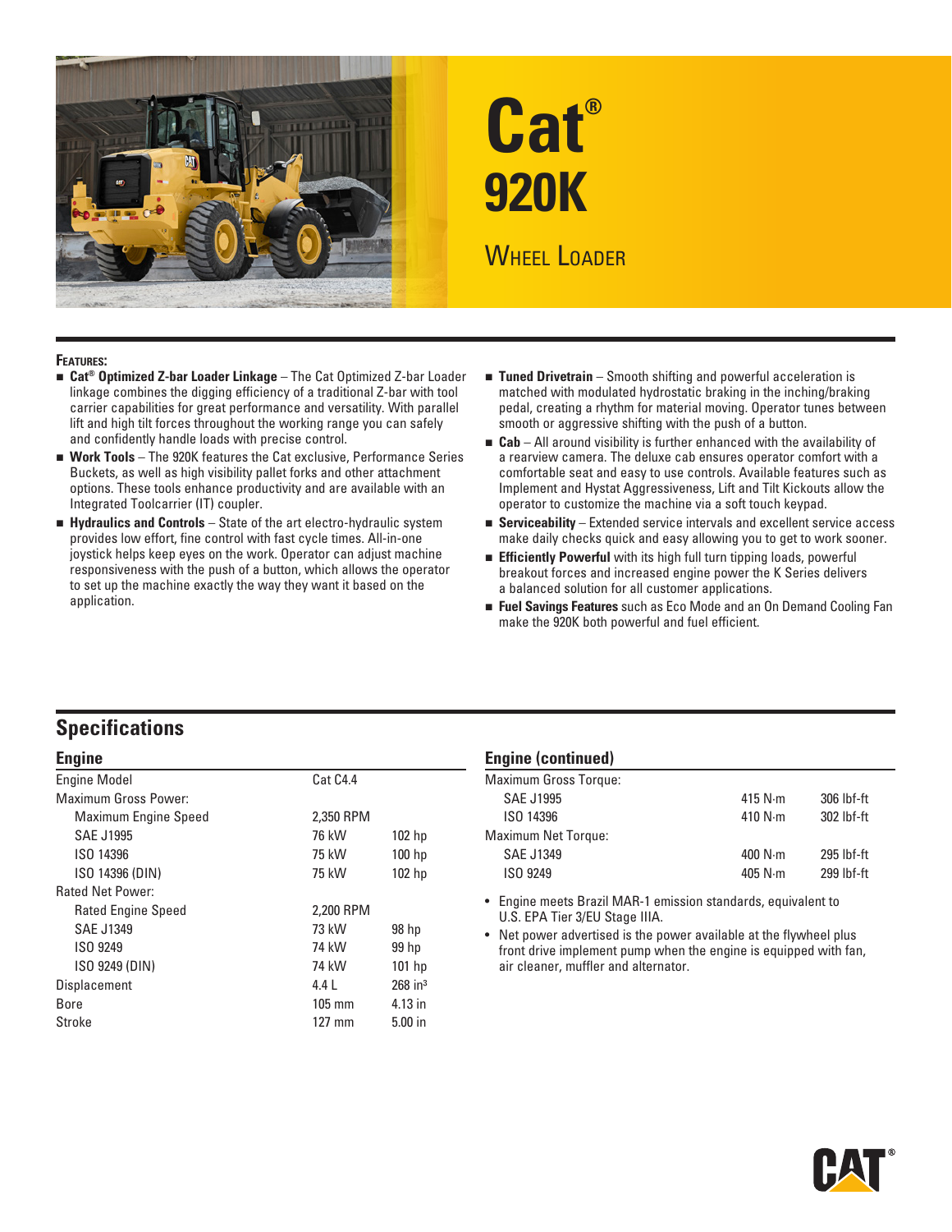# Cat® 920K

## Wheel Loader

**Features:**

- **Cat® Optimized Z-bar Loader Linkage** – The Cat Optimized Z-bar Loader linkage combines the digging efficiency of a traditional Z-bar with tool carrier capabilities for great performance and versatility. With parallel lift and high tilt forces throughout the working range you can safely and confidently handle loads with precise control.
- **Work Tools** – The 920K features the Cat exclusive, Performance Series Buckets, as well as high visibility pallet forks and other attachment options. These tools enhance productivity and are available with an Integrated Toolcarrier (IT) coupler.
- **Hydraulics and Controls** – State of the art electro-hydraulic system provides low effort, fine control with fast cycle times. All-in-one joystick helps keep eyes on the work. Operator can adjust machine responsiveness with the push of a button, which allows the operator to set up the machine exactly the way they want it based on the application.
- **Tuned Drivetrain** – Smooth shifting and powerful acceleration is matched with modulated hydrostatic braking in the inching/braking pedal, creating a rhythm for material moving. Operator tunes between smooth or aggressive shifting with the push of a button.
- **Cab** – All around visibility is further enhanced with the availability of a rearview camera. The deluxe cab ensures operator comfort with a comfortable seat and easy to use controls. Available features such as Implement and Hystat Aggressiveness, Lift and Tilt Kickouts allow the operator to customize the machine via a soft touch keypad.
- **Serviceability** – Extended service intervals and excellent service access make daily checks quick and easy allowing you to get to work sooner.
- **Efficiently Powerful** with its high full turn tipping loads, powerful breakout forces and increased engine power the K Series delivers a balanced solution for all customer applications.
- **Fuel Savings Features** such as Eco Mode and an On Demand Cooling Fan make the 920K both powerful and fuel efficient.

## Specifications

### Engine

| | | |
|---|---|---|
| Engine Model | Cat C4.4 | |
| Maximum Gross Power: | | |
| Maximum Engine Speed | 2,350 RPM | |
| SAE J1995 | 76 kW | 102 hp |
| ISO 14396 | 75 kW | 100 hp |
| ISO 14396 (DIN) | 75 kW | 102 hp |
| Rated Net Power: | | |
| Rated Engine Speed | 2,200 RPM | |
| SAE J1349 | 73 kW | 98 hp |
| ISO 9249 | 74 kW | 99 hp |
| ISO 9249 (DIN) | 74 kW | 101 hp |
| Displacement | 4.4 L | 268 in³ |
| Bore | 105 mm | 4.13 in |
| Stroke | 127 mm | 5.00 in |

### Engine (continued)

| | | |
|---|---|---|
| Maximum Gross Torque: | | |
| SAE J1995 | 415 N·m | 306 lbf-ft |
| ISO 14396 | 410 N·m | 302 lbf-ft |
| Maximum Net Torque: | | |
| SAE J1349 | 400 N·m | 295 lbf-ft |
| ISO 9249 | 405 N·m | 299 lbf-ft |

- Engine meets Brazil MAR-1 emission standards, equivalent to U.S. EPA Tier 3/EU Stage IIIA.
- Net power advertised is the power available at the flywheel plus front drive implement pump when the engine is equipped with fan, air cleaner, muffler and alternator.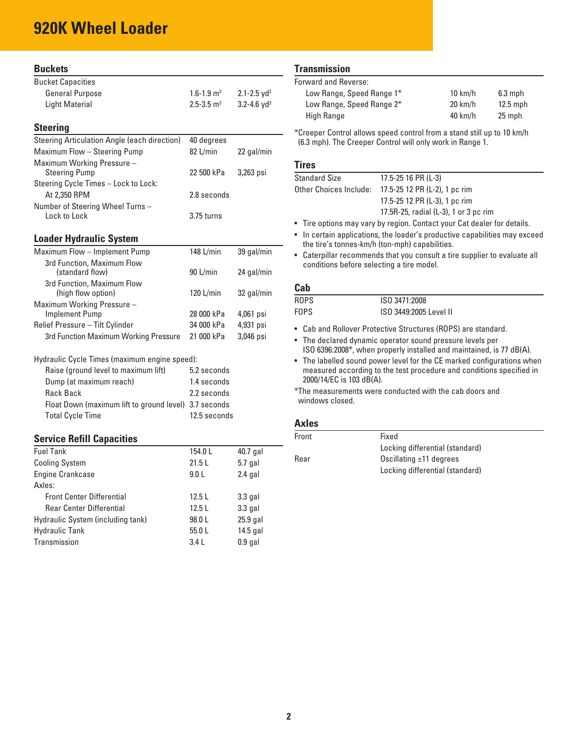# 920K Wheel Loader

## Buckets

| | | |
|---|---|---|
| Bucket Capacities | | |
| General Purpose | 1.6-1.9 $m^3$ | 2.1-2.5 $yd^3$ |
| Light Material | 2.5-3.5 $m^3$ | 3.2-4.6 $yd^3$ |

## Steering

| | | |
|---|---|---|
| Steering Articulation Angle (each direction) | 40 degrees | |
| Maximum Flow – Steering Pump | 82 L/min | 22 gal/min |
| Maximum Working Pressure – Steering Pump | 22 500 kPa | 3,263 psi |
| Steering Cycle Times – Lock to Lock: | | |
| At 2,350 RPM | 2.8 seconds | |
| Number of Steering Wheel Turns – Lock to Lock | 3.75 turns | |

## Loader Hydraulic System

| | | |
|---|---|---|
| Maximum Flow – Implement Pump | 148 L/min | 39 gal/min |
| 3rd Function, Maximum Flow (standard flow) | 90 L/min | 24 gal/min |
| 3rd Function, Maximum Flow (high flow option) | 120 L/min | 32 gal/min |
| Maximum Working Pressure – Implement Pump | 28 000 kPa | 4,061 psi |
| Relief Pressure – Tilt Cylinder | 34 000 kPa | 4,931 psi |
| 3rd Function Maximum Working Pressure | 21 000 kPa | 3,046 psi |

| | |
|---|---|
| Hydraulic Cycle Times (maximum engine speed): | |
| Raise (ground level to maximum lift) | 5.2 seconds |
| Dump (at maximum reach) | 1.4 seconds |
| Rack Back | 2.2 seconds |
| Float Down (maximum lift to ground level) | 3.7 seconds |
| Total Cycle Time | 12.5 seconds |

## Service Refill Capacities

| | | |
|---|---|---|
| Fuel Tank | 154.0 L | 40.7 gal |
| Cooling System | 21.5 L | 5.7 gal |
| Engine Crankcase | 9.0 L | 2.4 gal |
| Axles: | | |
| Front Center Differential | 12.5 L | 3.3 gal |
| Rear Center Differential | 12.5 L | 3.3 gal |
| Hydraulic System (including tank) | 98.0 L | 25.9 gal |
| Hydraulic Tank | 55.0 L | 14.5 gal |
| Transmission | 3.4 L | 0.9 gal |

## Transmission

| | | |
|---|---|---|
| Forward and Reverse: | | |
| Low Range, Speed Range 1* | 10 km/h | 6.3 mph |
| Low Range, Speed Range 2* | 20 km/h | 12.5 mph |
| High Range | 40 km/h | 25 mph |

*Creeper Control allows speed control from a stand still up to 10 km/h (6.3 mph). The Creeper Control will only work in Range 1.

## Tires

| | |
|---|---|
| Standard Size | 17.5-25 16 PR (L-3) |
| Other Choices Include: | 17.5-25 12 PR (L-2), 1 pc rim |
| | 17.5-25 12 PR (L-3), 1 pc rim |
| | 17.5R-25, radial (L-3), 1 or 3 pc rim |

- Tire options may vary by region. Contact your Cat dealer for details.
- In certain applications, the loader's productive capabilities may exceed the tire's tonnes-km/h (ton-mph) capabilities.
- Caterpillar recommends that you consult a tire supplier to evaluate all conditions before selecting a tire model.

## Cab

| | |
|---|---|
| ROPS | ISO 3471:2008 |
| FOPS | ISO 3449:2005 Level II |

- Cab and Rollover Protective Structures (ROPS) are standard.
- The declared dynamic operator sound pressure levels per ISO 6396:2008*, when properly installed and maintained, is 77 dB(A).
- The labelled sound power level for the CE marked configurations when measured according to the test procedure and conditions specified in 2000/14/EC is 103 dB(A).

*The measurements were conducted with the cab doors and windows closed.

## Axles

| | |
|---|---|
| Front | Fixed |
| | Locking differential (standard) |
| Rear | Oscillating ±11 degrees |
| | Locking differential (standard) |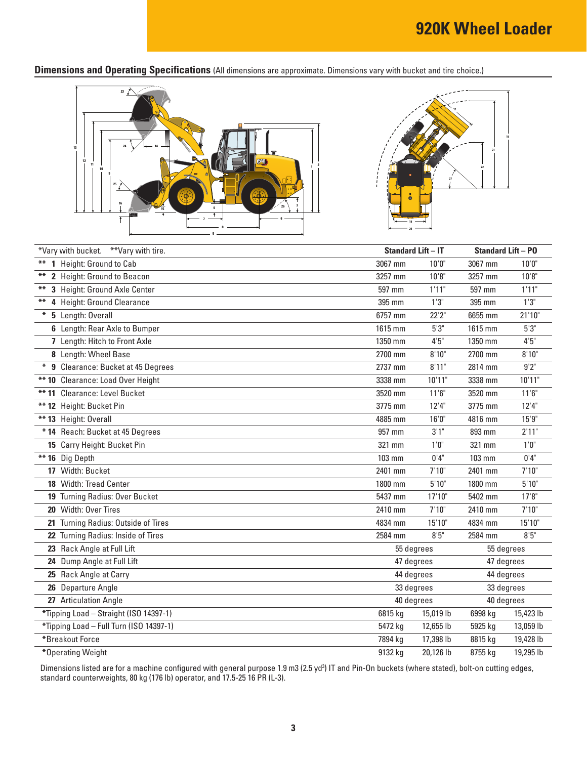# 920K Wheel Loader

## Dimensions and Operating Specifications (All dimensions are approximate. Dimensions vary with bucket and tire choice.)

| *Vary with bucket. **Vary with tire. | Standard Lift – IT | | Standard Lift – PO | |
|---|---|---|---|---|
| ** 1 Height: Ground to Cab | 3067 mm | 10'0" | 3067 mm | 10'0" |
| ** 2 Height: Ground to Beacon | 3257 mm | 10'8" | 3257 mm | 10'8" |
| ** 3 Height: Ground Axle Center | 597 mm | 1'11" | 597 mm | 1'11" |
| ** 4 Height: Ground Clearance | 395 mm | 1'3" | 395 mm | 1'3" |
| * 5 Length: Overall | 6757 mm | 22'2" | 6655 mm | 21'10" |
| 6 Length: Rear Axle to Bumper | 1615 mm | 5'3" | 1615 mm | 5'3" |
| 7 Length: Hitch to Front Axle | 1350 mm | 4'5" | 1350 mm | 4'5" |
| 8 Length: Wheel Base | 2700 mm | 8'10" | 2700 mm | 8'10" |
| * 9 Clearance: Bucket at 45 Degrees | 2737 mm | 8'11" | 2814 mm | 9'2" |
| ** 10 Clearance: Load Over Height | 3338 mm | 10'11" | 3338 mm | 10'11" |
| ** 11 Clearance: Level Bucket | 3520 mm | 11'6" | 3520 mm | 11'6" |
| ** 12 Height: Bucket Pin | 3775 mm | 12'4" | 3775 mm | 12'4" |
| ** 13 Height: Overall | 4885 mm | 16'0" | 4816 mm | 15'9" |
| * 14 Reach: Bucket at 45 Degrees | 957 mm | 3'1" | 893 mm | 2'11" |
| 15 Carry Height: Bucket Pin | 321 mm | 1'0" | 321 mm | 1'0" |
| ** 16 Dig Depth | 103 mm | 0'4" | 103 mm | 0'4" |
| 17 Width: Bucket | 2401 mm | 7'10" | 2401 mm | 7'10" |
| 18 Width: Tread Center | 1800 mm | 5'10" | 1800 mm | 5'10" |
| 19 Turning Radius: Over Bucket | 5437 mm | 17'10" | 5402 mm | 17'8" |
| 20 Width: Over Tires | 2410 mm | 7'10" | 2410 mm | 7'10" |
| 21 Turning Radius: Outside of Tires | 4834 mm | 15'10" | 4834 mm | 15'10" |
| 22 Turning Radius: Inside of Tires | 2584 mm | 8'5" | 2584 mm | 8'5" |
| 23 Rack Angle at Full Lift | 55 degrees | | 55 degrees | |
| 24 Dump Angle at Full Lift | 47 degrees | | 47 degrees | |
| 25 Rack Angle at Carry | 44 degrees | | 44 degrees | |
| 26 Departure Angle | 33 degrees | | 33 degrees | |
| 27 Articulation Angle | 40 degrees | | 40 degrees | |
| *Tipping Load – Straight (ISO 14397-1) | 6815 kg | 15,019 lb | 6998 kg | 15,423 lb |
| *Tipping Load – Full Turn (ISO 14397-1) | 5472 kg | 12,655 lb | 5925 kg | 13,059 lb |
| *Breakout Force | 7894 kg | 17,398 lb | 8815 kg | 19,428 lb |
| *Operating Weight | 9132 kg | 20,126 lb | 8755 kg | 19,295 lb |

Dimensions listed are for a machine configured with general purpose 1.9 m3 (2.5 yd$^3$) IT and Pin-On buckets (where stated), bolt-on cutting edges, standard counterweights, 80 kg (176 lb) operator, and 17.5-25 16 PR (L-3).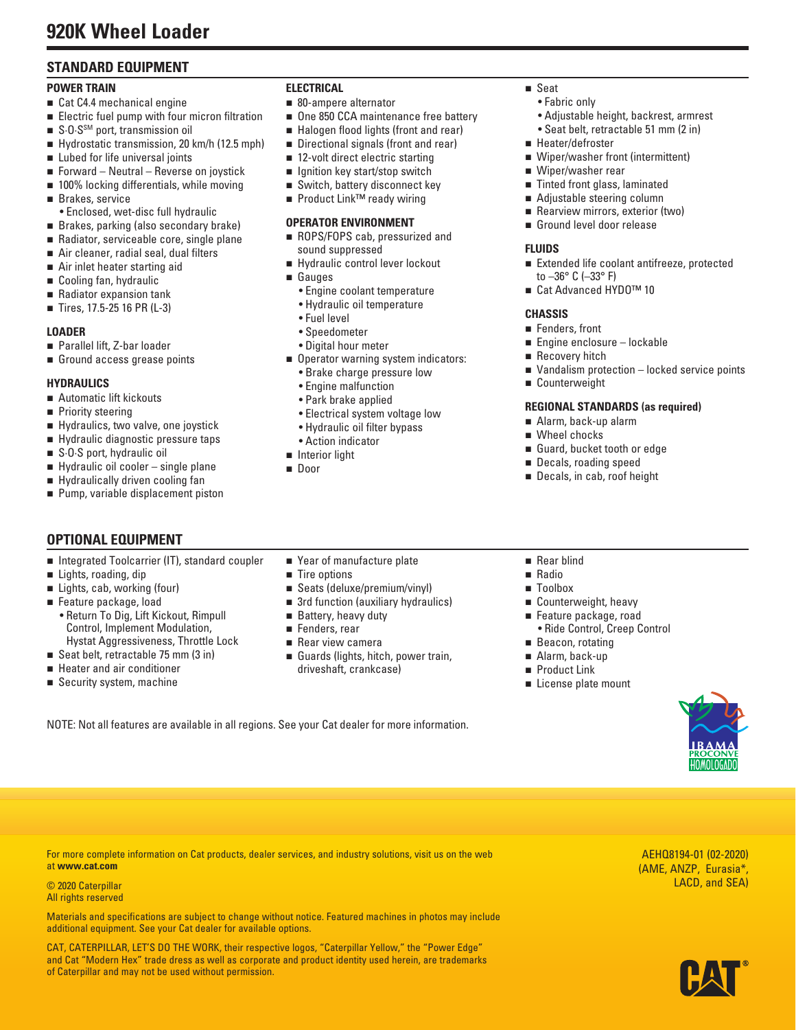# 920K Wheel Loader

## STANDARD EQUIPMENT

### POWER TRAIN

- Cat C4.4 mechanical engine
- Electric fuel pump with four micron filtration
- S·O·S[SM] port, transmission oil
- Hydrostatic transmission, 20 km/h (12.5 mph)
- Lubed for life universal joints
- Forward – Neutral – Reverse on joystick
- 100% locking differentials, while moving
- Brakes, service
  - Enclosed, wet-disc full hydraulic
- Brakes, parking (also secondary brake)
- Radiator, serviceable core, single plane
- Air cleaner, radial seal, dual filters
- Air inlet heater starting aid
- Cooling fan, hydraulic
- Radiator expansion tank
- Tires, 17.5-25 16 PR (L-3)

### LOADER

- Parallel lift, Z-bar loader
- Ground access grease points

### HYDRAULICS

- Automatic lift kickouts
- Priority steering
- Hydraulics, two valve, one joystick
- Hydraulic diagnostic pressure taps
- S·O·S port, hydraulic oil
- Hydraulic oil cooler – single plane
- Hydraulically driven cooling fan
- Pump, variable displacement piston

### ELECTRICAL

- 80-ampere alternator
- One 850 CCA maintenance free battery
- Halogen flood lights (front and rear)
- Directional signals (front and rear)
- 12-volt direct electric starting
- Ignition key start/stop switch
- Switch, battery disconnect key
- Product Link™ ready wiring

### OPERATOR ENVIRONMENT

- ROPS/FOPS cab, pressurized and sound suppressed
- Hydraulic control lever lockout
- Gauges
  - Engine coolant temperature
  - Hydraulic oil temperature
  - Fuel level
  - Speedometer
  - Digital hour meter
- Operator warning system indicators:
  - Brake charge pressure low
  - Engine malfunction
  - Park brake applied
  - Electrical system voltage low
  - Hydraulic oil filter bypass
  - Action indicator
- Interior light
- Door
- Seat
  - Fabric only
  - Adjustable height, backrest, armrest
  - Seat belt, retractable 51 mm (2 in)
- Heater/defroster
- Wiper/washer front (intermittent)
- Wiper/washer rear
- Tinted front glass, laminated
- Adjustable steering column
- Rearview mirrors, exterior (two)
- Ground level door release

### FLUIDS

- Extended life coolant antifreeze, protected to –36° C (–33° F)
- Cat Advanced HYDO™ 10

### CHASSIS

- Fenders, front
- Engine enclosure – lockable
- Recovery hitch
- Vandalism protection – locked service points
- Counterweight

### REGIONAL STANDARDS (as required)

- Alarm, back-up alarm
- Wheel chocks
- Guard, bucket tooth or edge
- Decals, roading speed
- Decals, in cab, roof height

## OPTIONAL EQUIPMENT

- Integrated Toolcarrier (IT), standard coupler
- Lights, roading, dip
- Lights, cab, working (four)
- Feature package, load
  - Return To Dig, Lift Kickout, Rimpull Control, Implement Modulation, Hystat Aggressiveness, Throttle Lock
- Seat belt, retractable 75 mm (3 in)
- Heater and air conditioner
- Security system, machine
- Year of manufacture plate
- Tire options
- Seats (deluxe/premium/vinyl)
- 3rd function (auxiliary hydraulics)
- Battery, heavy duty
- Fenders, rear
- Rear view camera
- Guards (lights, hitch, power train, driveshaft, crankcase)
- Rear blind
- Radio
- Toolbox
- Counterweight, heavy
- Feature package, road
  - Ride Control, Creep Control
- Beacon, rotating
- Alarm, back-up
- Product Link
- License plate mount

NOTE: Not all features are available in all regions. See your Cat dealer for more information.

IBAMA PROCONVE HOMOLOGADO

For more complete information on Cat products, dealer services, and industry solutions, visit us on the web at **www.cat.com**

© 2020 Caterpillar
All rights reserved

Materials and specifications are subject to change without notice. Featured machines in photos may include additional equipment. See your Cat dealer for available options.

CAT, CATERPILLAR, LET'S DO THE WORK, their respective logos, "Caterpillar Yellow," the "Power Edge" and Cat "Modern Hex" trade dress as well as corporate and product identity used herein, are trademarks of Caterpillar and may not be used without permission.

AEHQ8194-01 (02-2020)
(AME, ANZP, Eurasia*, LACD, and SEA)

CAT®